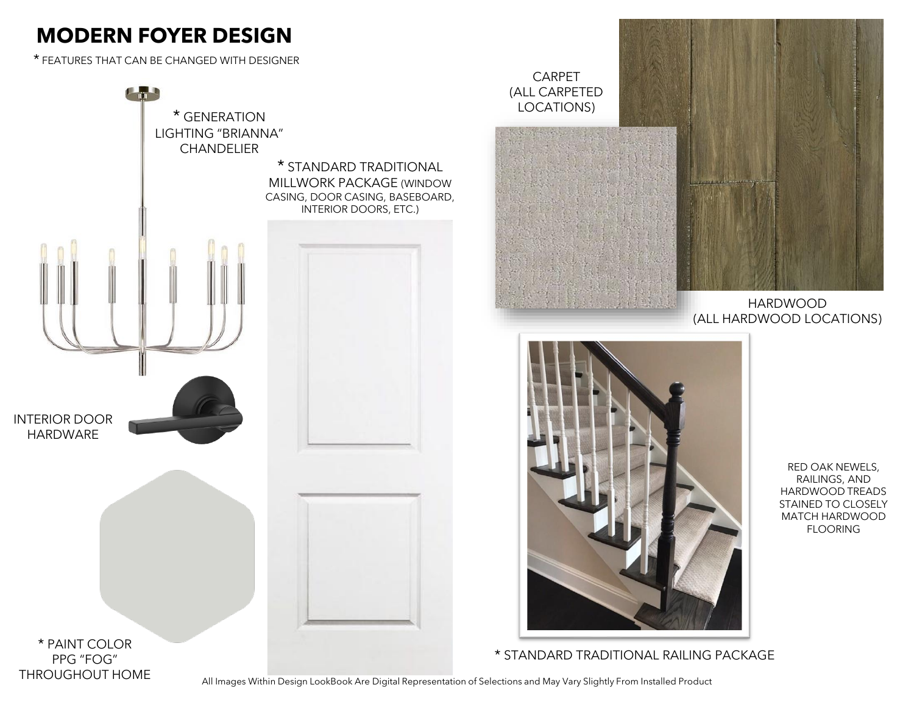# MODERN FOYER DESIGN

* FEATURES THAT CAN BE CHANGED WITH DESIGNER

* GENERATION LIGHTING "BRIANNA" CHANDELIER

* STANDARD TRADITIONAL MILLWORK PACKAGE (WINDOW CASING, DOOR CASING, BASEBOARD, INTERIOR DOORS, ETC.)

CARPET (ALL CARPETED LOCATIONS)

HARDWOOD (ALL HARDWOOD LOCATIONS)

INTERIOR DOOR HARDWARE

RED OAK NEWELS, RAILINGS, AND HARDWOOD TREADS STAINED TO CLOSELY MATCH HARDWOOD FLOORING

* PAINT COLOR PPG "FOG" THROUGHOUT HOME

* STANDARD TRADITIONAL RAILING PACKAGE

All Images Within Design LookBook Are Digital Representation of Selections and May Vary Slightly From Installed Product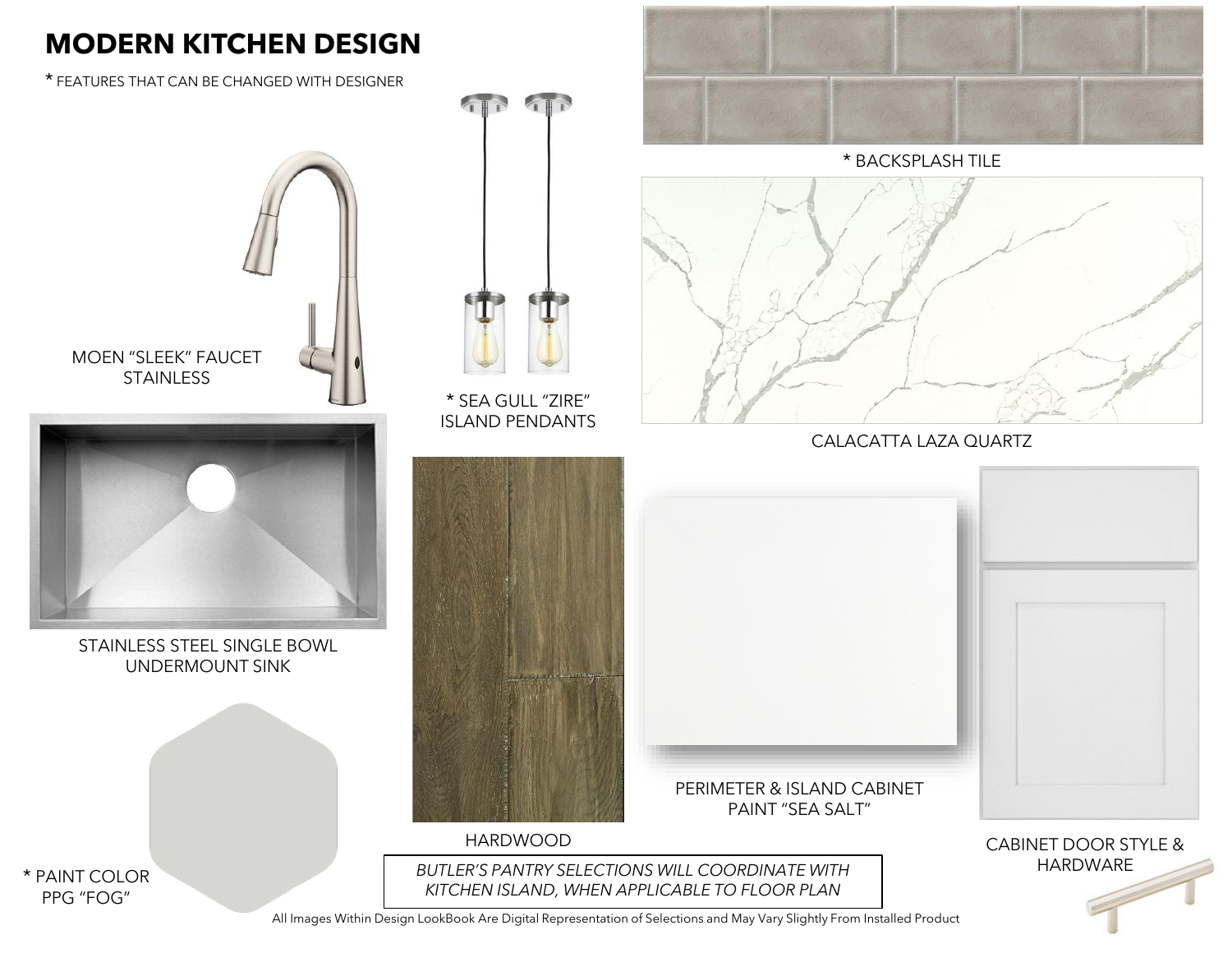# MODERN KITCHEN DESIGN

* FEATURES THAT CAN BE CHANGED WITH DESIGNER

* BACKSPLASH TILE

MOEN "SLEEK" FAUCET
STAINLESS

* SEA GULL "ZIRE"
ISLAND PENDANTS

CALACATTA LAZA QUARTZ

STAINLESS STEEL SINGLE BOWL
UNDERMOUNT SINK

PERIMETER & ISLAND CABINET
PAINT "SEA SALT"

HARDWOOD

CABINET DOOR STYLE &
HARDWARE

* PAINT COLOR
PPG "FOG"

*BUTLER'S PANTRY SELECTIONS WILL COORDINATE WITH KITCHEN ISLAND, WHEN APPLICABLE TO FLOOR PLAN*

All Images Within Design LookBook Are Digital Representation of Selections and May Vary Slightly From Installed Product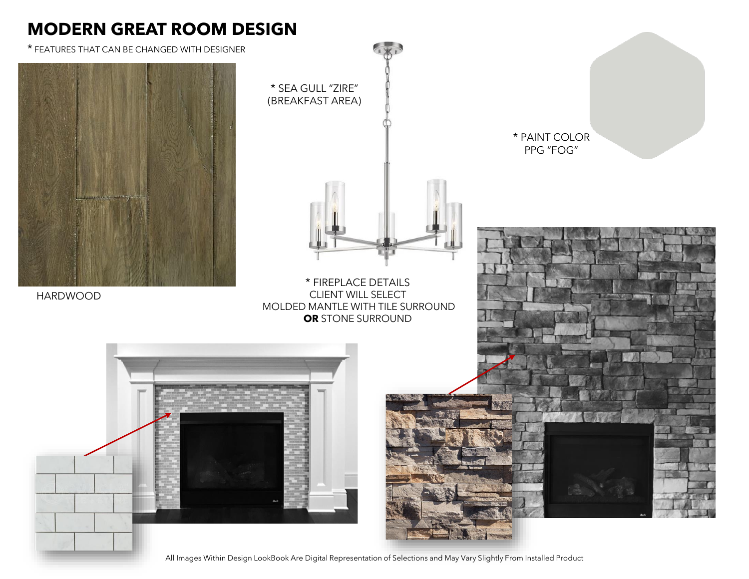# MODERN GREAT ROOM DESIGN

* FEATURES THAT CAN BE CHANGED WITH DESIGNER

HARDWOOD

* SEA GULL "ZIRE"
(BREAKFAST AREA)

* PAINT COLOR
PPG "FOG"

* FIREPLACE DETAILS
CLIENT WILL SELECT
MOLDED MANTLE WITH TILE SURROUND
**OR** STONE SURROUND

All Images Within Design LookBook Are Digital Representation of Selections and May Vary Slightly From Installed Product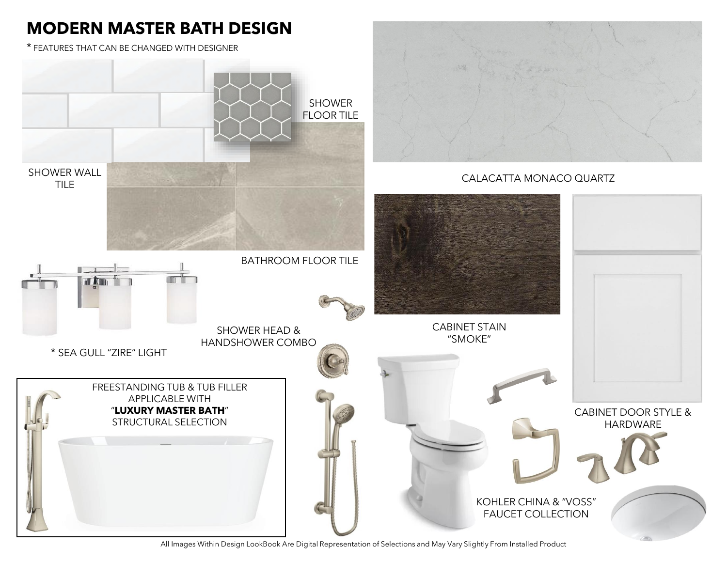# MODERN MASTER BATH DESIGN

* FEATURES THAT CAN BE CHANGED WITH DESIGNER

SHOWER FLOOR TILE

SHOWER WALL TILE

CALACATTA MONACO QUARTZ

BATHROOM FLOOR TILE

* SEA GULL "ZIRE" LIGHT

SHOWER HEAD & HANDSHOWER COMBO

CABINET STAIN "SMOKE"

FREESTANDING TUB & TUB FILLER APPLICABLE WITH "**LUXURY MASTER BATH**" STRUCTURAL SELECTION

CABINET DOOR STYLE & HARDWARE

KOHLER CHINA & "VOSS" FAUCET COLLECTION

All Images Within Design LookBook Are Digital Representation of Selections and May Vary Slightly From Installed Product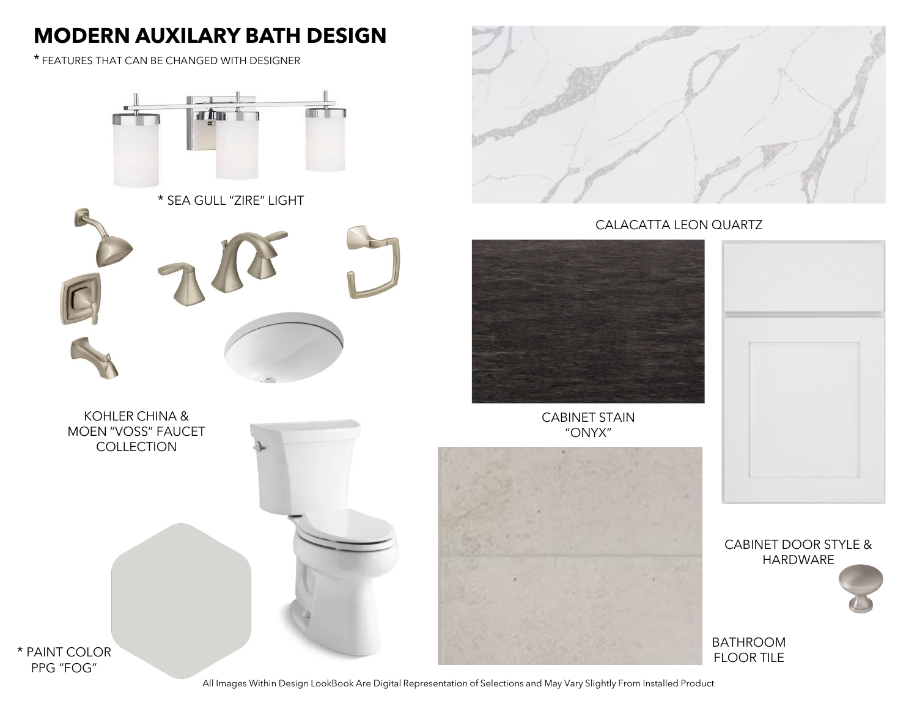# MODERN AUXILARY BATH DESIGN

* FEATURES THAT CAN BE CHANGED WITH DESIGNER

* SEA GULL "ZIRE" LIGHT

CALACATTA LEON QUARTZ

KOHLER CHINA & MOEN "VOSS" FAUCET COLLECTION

CABINET STAIN "ONYX"

CABINET DOOR STYLE & HARDWARE

BATHROOM FLOOR TILE

* PAINT COLOR PPG "FOG"

All Images Within Design LookBook Are Digital Representation of Selections and May Vary Slightly From Installed Product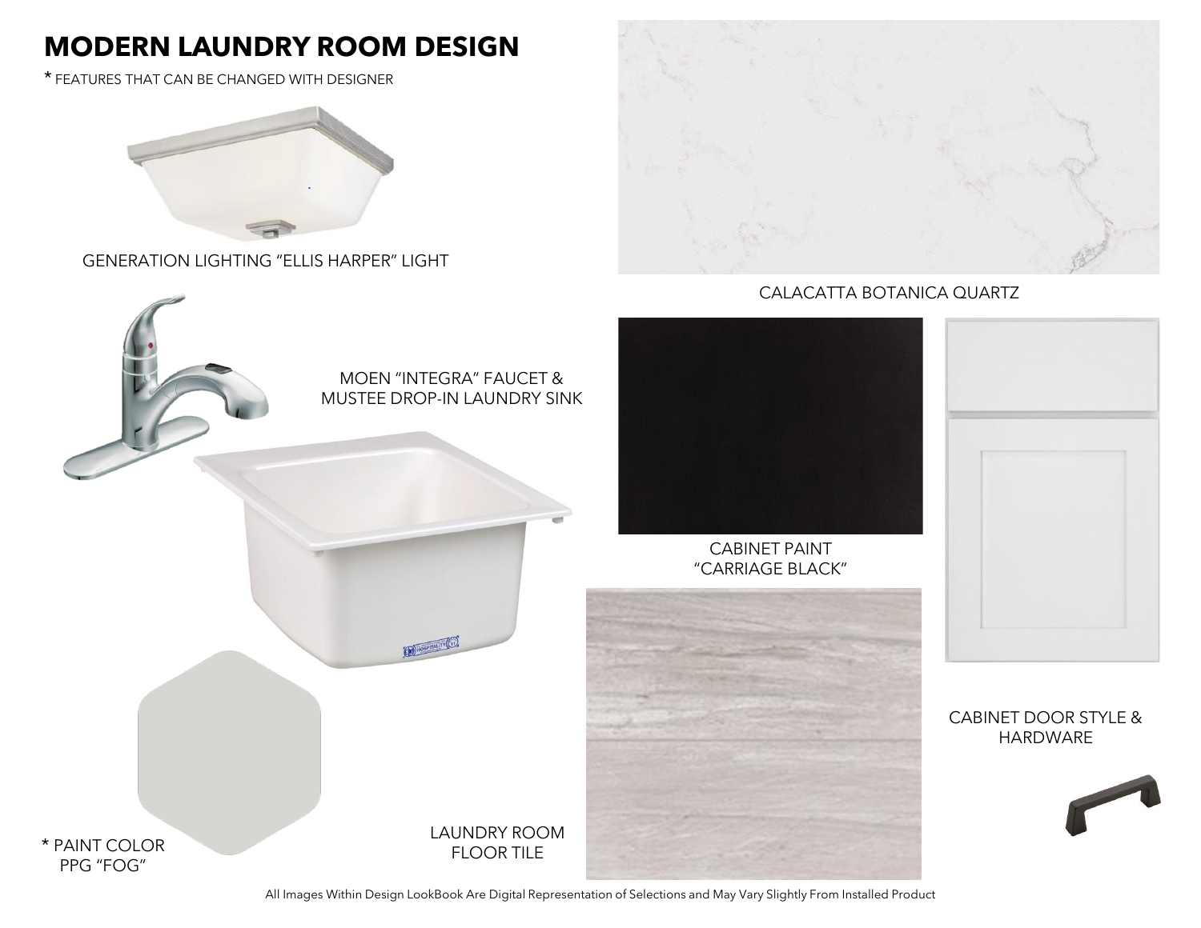# MODERN LAUNDRY ROOM DESIGN

* FEATURES THAT CAN BE CHANGED WITH DESIGNER

GENERATION LIGHTING "ELLIS HARPER" LIGHT

CALACATTA BOTANICA QUARTZ

MOEN "INTEGRA" FAUCET & MUSTEE DROP-IN LAUNDRY SINK

CABINET PAINT "CARRIAGE BLACK"

CABINET DOOR STYLE & HARDWARE

* PAINT COLOR PPG "FOG"

LAUNDRY ROOM FLOOR TILE

All Images Within Design LookBook Are Digital Representation of Selections and May Vary Slightly From Installed Product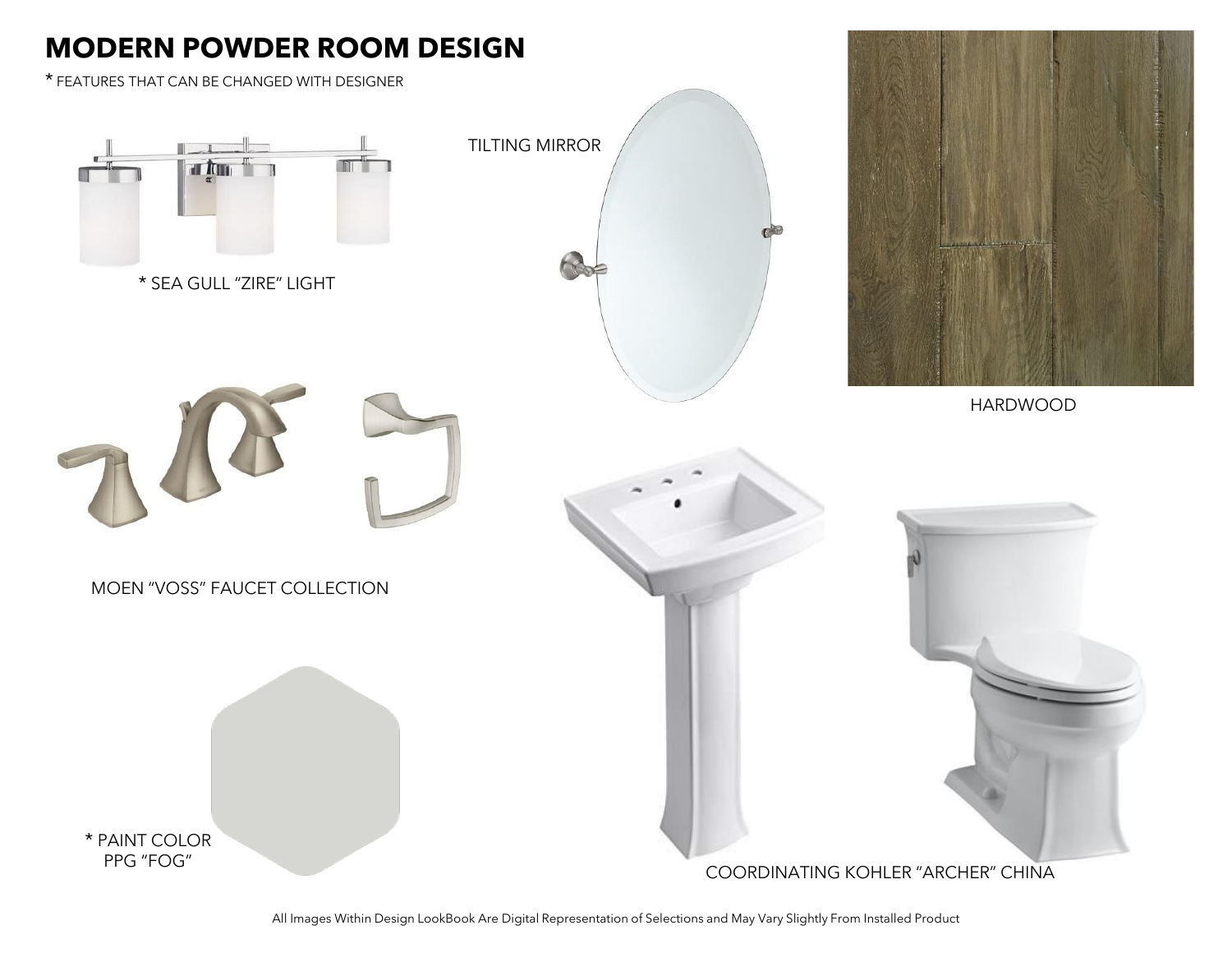# MODERN POWDER ROOM DESIGN

* FEATURES THAT CAN BE CHANGED WITH DESIGNER

* SEA GULL "ZIRE" LIGHT

TILTING MIRROR

HARDWOOD

MOEN "VOSS" FAUCET COLLECTION

* PAINT COLOR
PPG "FOG"

COORDINATING KOHLER "ARCHER" CHINA

All Images Within Design LookBook Are Digital Representation of Selections and May Vary Slightly From Installed Product